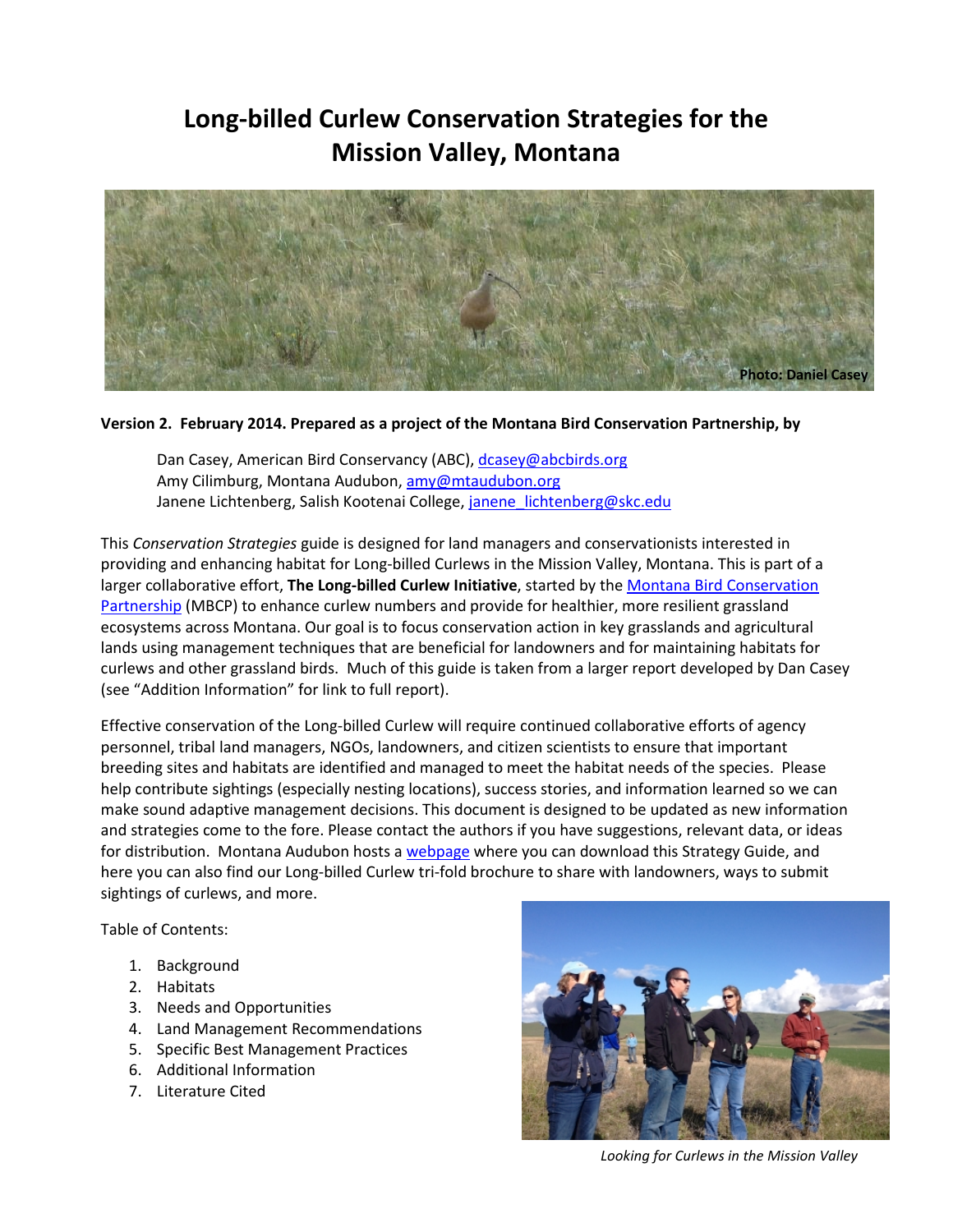# Long-billed Curlew Conservation Strategies for the Mission Valley, Montana

Photo: Daniel Casey

**Version 2. February 2014. Prepared as a project of the Montana Bird Conservation Partnership, by**

Dan Casey, American Bird Conservancy (ABC), dcasey@abcbirds.org
Amy Cilimburg, Montana Audubon, amy@mtaudubon.org
Janene Lichtenberg, Salish Kootenai College, janene_lichtenberg@skc.edu

This *Conservation Strategies* guide is designed for land managers and conservationists interested in providing and enhancing habitat for Long-billed Curlews in the Mission Valley, Montana. This is part of a larger collaborative effort, **The Long-billed Curlew Initiative**, started by the Montana Bird Conservation Partnership (MBCP) to enhance curlew numbers and provide for healthier, more resilient grassland ecosystems across Montana. Our goal is to focus conservation action in key grasslands and agricultural lands using management techniques that are beneficial for landowners and for maintaining habitats for curlews and other grassland birds. Much of this guide is taken from a larger report developed by Dan Casey (see "Addition Information" for link to full report).

Effective conservation of the Long-billed Curlew will require continued collaborative efforts of agency personnel, tribal land managers, NGOs, landowners, and citizen scientists to ensure that important breeding sites and habitats are identified and managed to meet the habitat needs of the species. Please help contribute sightings (especially nesting locations), success stories, and information learned so we can make sound adaptive management decisions. This document is designed to be updated as new information and strategies come to the fore. Please contact the authors if you have suggestions, relevant data, or ideas for distribution. Montana Audubon hosts a webpage where you can download this Strategy Guide, and here you can also find our Long-billed Curlew tri-fold brochure to share with landowners, ways to submit sightings of curlews, and more.

Table of Contents:

1. Background
2. Habitats
3. Needs and Opportunities
4. Land Management Recommendations
5. Specific Best Management Practices
6. Additional Information
7. Literature Cited

*Looking for Curlews in the Mission Valley*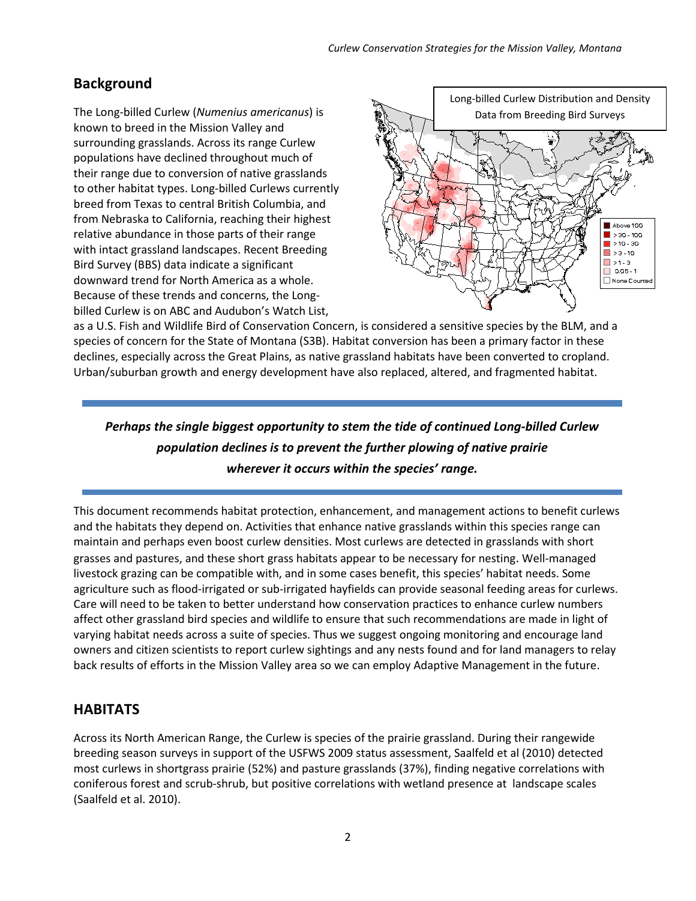## Background

The Long-billed Curlew (*Numenius americanus*) is known to breed in the Mission Valley and surrounding grasslands. Across its range Curlew populations have declined throughout much of their range due to conversion of native grasslands to other habitat types. Long-billed Curlews currently breed from Texas to central British Columbia, and from Nebraska to California, reaching their highest relative abundance in those parts of their range with intact grassland landscapes. Recent Breeding Bird Survey (BBS) data indicate a significant downward trend for North America as a whole. Because of these trends and concerns, the Long-billed Curlew is on ABC and Audubon's Watch List, as a U.S. Fish and Wildlife Bird of Conservation Concern, is considered a sensitive species by the BLM, and a species of concern for the State of Montana (S3B). Habitat conversion has been a primary factor in these declines, especially across the Great Plains, as native grassland habitats have been converted to cropland. Urban/suburban growth and energy development have also replaced, altered, and fragmented habitat.

Long-billed Curlew Distribution and Density Data from Breeding Bird Surveys

Above 100
> 30 - 100
> 10 - 30
> 3 - 10
> 1 - 3
0.05 - 1
None Counted

***Perhaps the single biggest opportunity to stem the tide of continued Long-billed Curlew population declines is to prevent the further plowing of native prairie wherever it occurs within the species' range.***

This document recommends habitat protection, enhancement, and management actions to benefit curlews and the habitats they depend on. Activities that enhance native grasslands within this species range can maintain and perhaps even boost curlew densities. Most curlews are detected in grasslands with short grasses and pastures, and these short grass habitats appear to be necessary for nesting. Well-managed livestock grazing can be compatible with, and in some cases benefit, this species' habitat needs. Some agriculture such as flood-irrigated or sub-irrigated hayfields can provide seasonal feeding areas for curlews. Care will need to be taken to better understand how conservation practices to enhance curlew numbers affect other grassland bird species and wildlife to ensure that such recommendations are made in light of varying habitat needs across a suite of species. Thus we suggest ongoing monitoring and encourage land owners and citizen scientists to report curlew sightings and any nests found and for land managers to relay back results of efforts in the Mission Valley area so we can employ Adaptive Management in the future.

## HABITATS

Across its North American Range, the Curlew is species of the prairie grassland. During their rangewide breeding season surveys in support of the USFWS 2009 status assessment, Saalfeld et al (2010) detected most curlews in shortgrass prairie (52%) and pasture grasslands (37%), finding negative correlations with coniferous forest and scrub-shrub, but positive correlations with wetland presence at landscape scales (Saalfeld et al. 2010).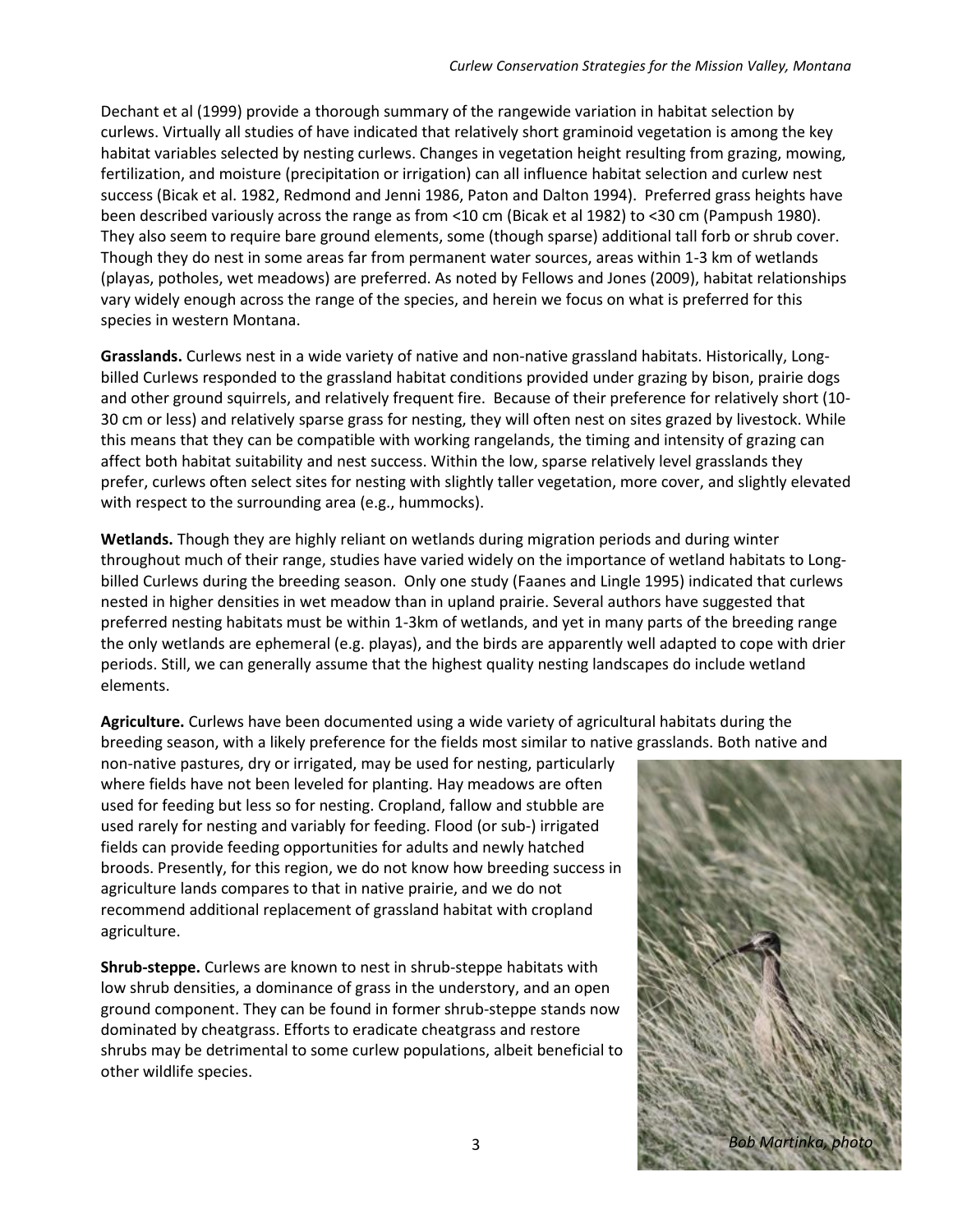Dechant et al (1999) provide a thorough summary of the rangewide variation in habitat selection by curlews. Virtually all studies of have indicated that relatively short graminoid vegetation is among the key habitat variables selected by nesting curlews. Changes in vegetation height resulting from grazing, mowing, fertilization, and moisture (precipitation or irrigation) can all influence habitat selection and curlew nest success (Bicak et al. 1982, Redmond and Jenni 1986, Paton and Dalton 1994). Preferred grass heights have been described variously across the range as from <10 cm (Bicak et al 1982) to <30 cm (Pampush 1980). They also seem to require bare ground elements, some (though sparse) additional tall forb or shrub cover. Though they do nest in some areas far from permanent water sources, areas within 1-3 km of wetlands (playas, potholes, wet meadows) are preferred. As noted by Fellows and Jones (2009), habitat relationships vary widely enough across the range of the species, and herein we focus on what is preferred for this species in western Montana.

**Grasslands.** Curlews nest in a wide variety of native and non-native grassland habitats. Historically, Long-billed Curlews responded to the grassland habitat conditions provided under grazing by bison, prairie dogs and other ground squirrels, and relatively frequent fire. Because of their preference for relatively short (10-30 cm or less) and relatively sparse grass for nesting, they will often nest on sites grazed by livestock. While this means that they can be compatible with working rangelands, the timing and intensity of grazing can affect both habitat suitability and nest success. Within the low, sparse relatively level grasslands they prefer, curlews often select sites for nesting with slightly taller vegetation, more cover, and slightly elevated with respect to the surrounding area (e.g., hummocks).

**Wetlands.** Though they are highly reliant on wetlands during migration periods and during winter throughout much of their range, studies have varied widely on the importance of wetland habitats to Long-billed Curlews during the breeding season. Only one study (Faanes and Lingle 1995) indicated that curlews nested in higher densities in wet meadow than in upland prairie. Several authors have suggested that preferred nesting habitats must be within 1-3km of wetlands, and yet in many parts of the breeding range the only wetlands are ephemeral (e.g. playas), and the birds are apparently well adapted to cope with drier periods. Still, we can generally assume that the highest quality nesting landscapes do include wetland elements.

**Agriculture.** Curlews have been documented using a wide variety of agricultural habitats during the breeding season, with a likely preference for the fields most similar to native grasslands. Both native and non-native pastures, dry or irrigated, may be used for nesting, particularly where fields have not been leveled for planting. Hay meadows are often used for feeding but less so for nesting. Cropland, fallow and stubble are used rarely for nesting and variably for feeding. Flood (or sub-) irrigated fields can provide feeding opportunities for adults and newly hatched broods. Presently, for this region, we do not know how breeding success in agriculture lands compares to that in native prairie, and we do not recommend additional replacement of grassland habitat with cropland agriculture.

**Shrub-steppe.** Curlews are known to nest in shrub-steppe habitats with low shrub densities, a dominance of grass in the understory, and an open ground component. They can be found in former shrub-steppe stands now dominated by cheatgrass. Efforts to eradicate cheatgrass and restore shrubs may be detrimental to some curlew populations, albeit beneficial to other wildlife species.

*Bob Martinka, photo*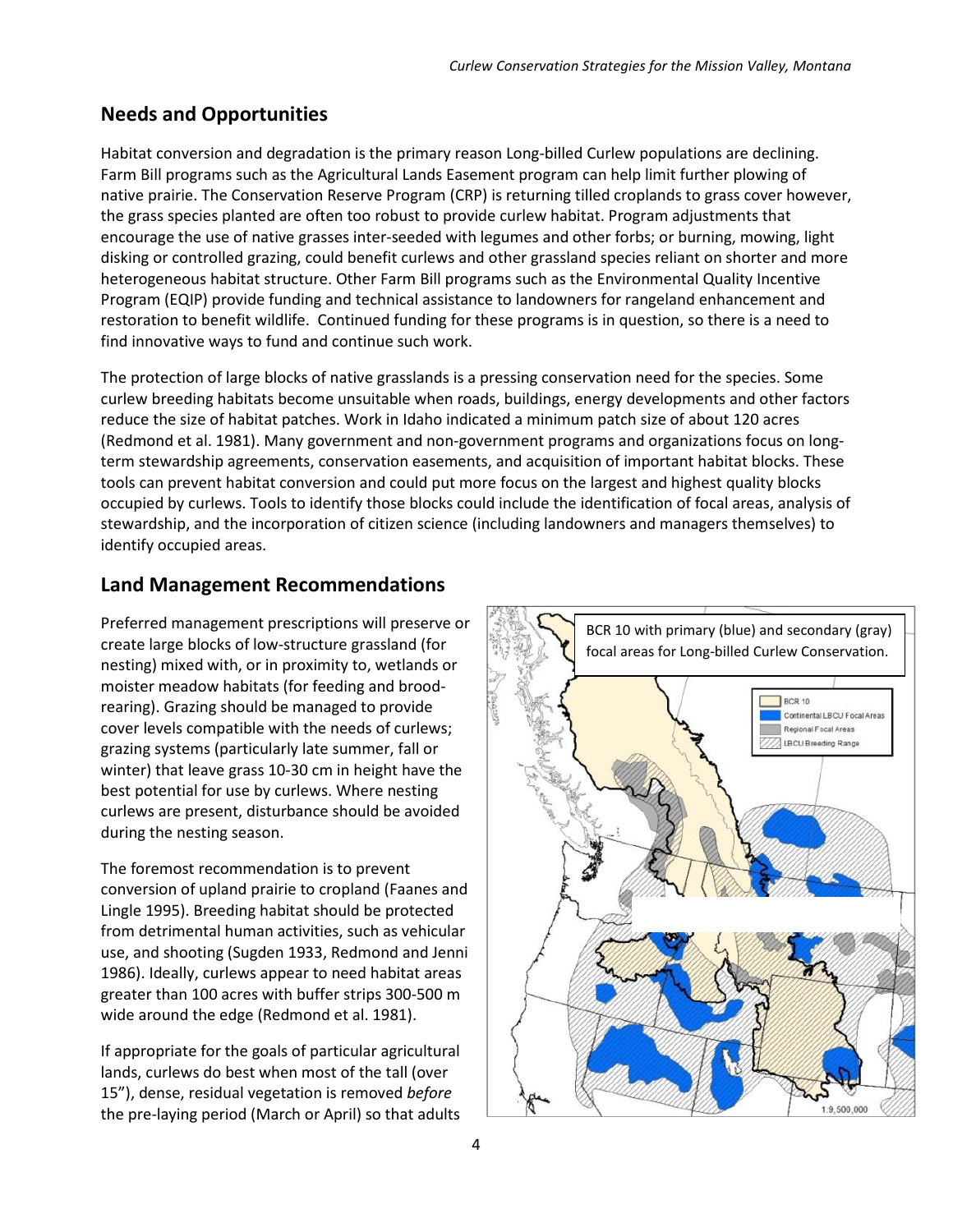## Needs and Opportunities

Habitat conversion and degradation is the primary reason Long-billed Curlew populations are declining. Farm Bill programs such as the Agricultural Lands Easement program can help limit further plowing of native prairie. The Conservation Reserve Program (CRP) is returning tilled croplands to grass cover however, the grass species planted are often too robust to provide curlew habitat. Program adjustments that encourage the use of native grasses inter-seeded with legumes and other forbs; or burning, mowing, light disking or controlled grazing, could benefit curlews and other grassland species reliant on shorter and more heterogeneous habitat structure. Other Farm Bill programs such as the Environmental Quality Incentive Program (EQIP) provide funding and technical assistance to landowners for rangeland enhancement and restoration to benefit wildlife. Continued funding for these programs is in question, so there is a need to find innovative ways to fund and continue such work.

The protection of large blocks of native grasslands is a pressing conservation need for the species. Some curlew breeding habitats become unsuitable when roads, buildings, energy developments and other factors reduce the size of habitat patches. Work in Idaho indicated a minimum patch size of about 120 acres (Redmond et al. 1981). Many government and non-government programs and organizations focus on long-term stewardship agreements, conservation easements, and acquisition of important habitat blocks. These tools can prevent habitat conversion and could put more focus on the largest and highest quality blocks occupied by curlews. Tools to identify those blocks could include the identification of focal areas, analysis of stewardship, and the incorporation of citizen science (including landowners and managers themselves) to identify occupied areas.

## Land Management Recommendations

Preferred management prescriptions will preserve or create large blocks of low-structure grassland (for nesting) mixed with, or in proximity to, wetlands or moister meadow habitats (for feeding and brood-rearing). Grazing should be managed to provide cover levels compatible with the needs of curlews; grazing systems (particularly late summer, fall or winter) that leave grass 10-30 cm in height have the best potential for use by curlews. Where nesting curlews are present, disturbance should be avoided during the nesting season.

The foremost recommendation is to prevent conversion of upland prairie to cropland (Faanes and Lingle 1995). Breeding habitat should be protected from detrimental human activities, such as vehicular use, and shooting (Sugden 1933, Redmond and Jenni 1986). Ideally, curlews appear to need habitat areas greater than 100 acres with buffer strips 300-500 m wide around the edge (Redmond et al. 1981).

If appropriate for the goals of particular agricultural lands, curlews do best when most of the tall (over 15"), dense, residual vegetation is removed *before* the pre-laying period (March or April) so that adults

BCR 10 with primary (blue) and secondary (gray) focal areas for Long-billed Curlew Conservation.

BCR 10
Continental LBCU Focal Areas
Regional Focal Areas
LBCU Breeding Range

1:9,500,000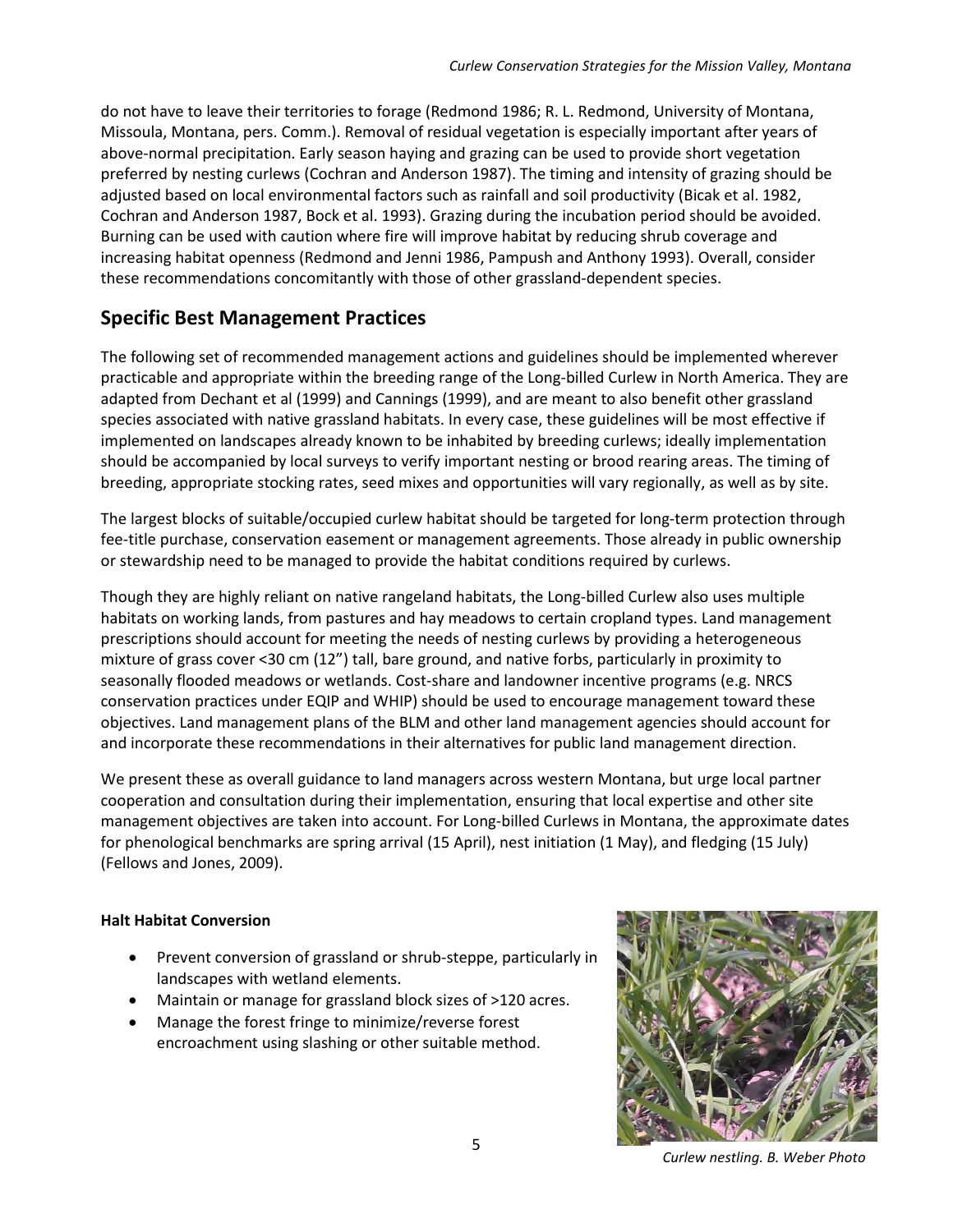do not have to leave their territories to forage (Redmond 1986; R. L. Redmond, University of Montana, Missoula, Montana, pers. Comm.). Removal of residual vegetation is especially important after years of above-normal precipitation. Early season haying and grazing can be used to provide short vegetation preferred by nesting curlews (Cochran and Anderson 1987). The timing and intensity of grazing should be adjusted based on local environmental factors such as rainfall and soil productivity (Bicak et al. 1982, Cochran and Anderson 1987, Bock et al. 1993). Grazing during the incubation period should be avoided. Burning can be used with caution where fire will improve habitat by reducing shrub coverage and increasing habitat openness (Redmond and Jenni 1986, Pampush and Anthony 1993). Overall, consider these recommendations concomitantly with those of other grassland-dependent species.

## Specific Best Management Practices

The following set of recommended management actions and guidelines should be implemented wherever practicable and appropriate within the breeding range of the Long-billed Curlew in North America. They are adapted from Dechant et al (1999) and Cannings (1999), and are meant to also benefit other grassland species associated with native grassland habitats. In every case, these guidelines will be most effective if implemented on landscapes already known to be inhabited by breeding curlews; ideally implementation should be accompanied by local surveys to verify important nesting or brood rearing areas. The timing of breeding, appropriate stocking rates, seed mixes and opportunities will vary regionally, as well as by site.

The largest blocks of suitable/occupied curlew habitat should be targeted for long-term protection through fee-title purchase, conservation easement or management agreements. Those already in public ownership or stewardship need to be managed to provide the habitat conditions required by curlews.

Though they are highly reliant on native rangeland habitats, the Long-billed Curlew also uses multiple habitats on working lands, from pastures and hay meadows to certain cropland types. Land management prescriptions should account for meeting the needs of nesting curlews by providing a heterogeneous mixture of grass cover <30 cm (12") tall, bare ground, and native forbs, particularly in proximity to seasonally flooded meadows or wetlands. Cost-share and landowner incentive programs (e.g. NRCS conservation practices under EQIP and WHIP) should be used to encourage management toward these objectives. Land management plans of the BLM and other land management agencies should account for and incorporate these recommendations in their alternatives for public land management direction.

We present these as overall guidance to land managers across western Montana, but urge local partner cooperation and consultation during their implementation, ensuring that local expertise and other site management objectives are taken into account. For Long-billed Curlews in Montana, the approximate dates for phenological benchmarks are spring arrival (15 April), nest initiation (1 May), and fledging (15 July) (Fellows and Jones, 2009).

**Halt Habitat Conversion**

- Prevent conversion of grassland or shrub-steppe, particularly in landscapes with wetland elements.
- Maintain or manage for grassland block sizes of >120 acres.
- Manage the forest fringe to minimize/reverse forest encroachment using slashing or other suitable method.

*Curlew nestling. B. Weber Photo*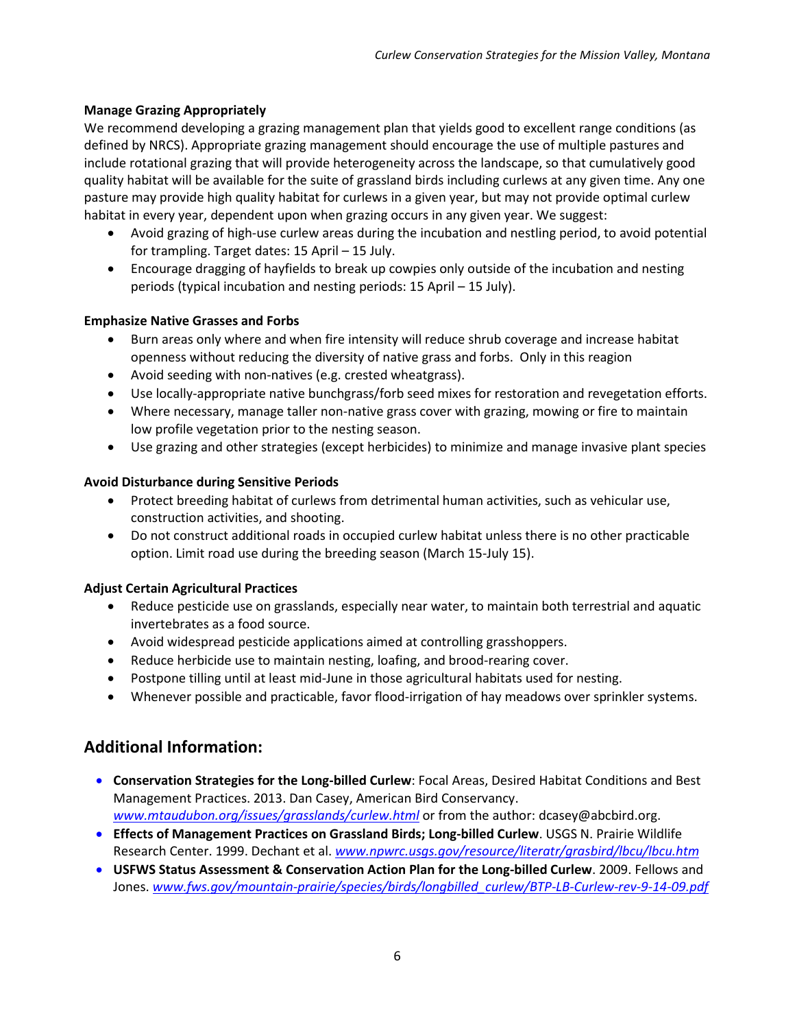**Manage Grazing Appropriately**

We recommend developing a grazing management plan that yields good to excellent range conditions (as defined by NRCS). Appropriate grazing management should encourage the use of multiple pastures and include rotational grazing that will provide heterogeneity across the landscape, so that cumulatively good quality habitat will be available for the suite of grassland birds including curlews at any given time. Any one pasture may provide high quality habitat for curlews in a given year, but may not provide optimal curlew habitat in every year, dependent upon when grazing occurs in any given year. We suggest:

- Avoid grazing of high-use curlew areas during the incubation and nestling period, to avoid potential for trampling. Target dates: 15 April – 15 July.
- Encourage dragging of hayfields to break up cowpies only outside of the incubation and nesting periods (typical incubation and nesting periods: 15 April – 15 July).

**Emphasize Native Grasses and Forbs**

- Burn areas only where and when fire intensity will reduce shrub coverage and increase habitat openness without reducing the diversity of native grass and forbs. Only in this reagion
- Avoid seeding with non-natives (e.g. crested wheatgrass).
- Use locally-appropriate native bunchgrass/forb seed mixes for restoration and revegetation efforts.
- Where necessary, manage taller non-native grass cover with grazing, mowing or fire to maintain low profile vegetation prior to the nesting season.
- Use grazing and other strategies (except herbicides) to minimize and manage invasive plant species

**Avoid Disturbance during Sensitive Periods**

- Protect breeding habitat of curlews from detrimental human activities, such as vehicular use, construction activities, and shooting.
- Do not construct additional roads in occupied curlew habitat unless there is no other practicable option. Limit road use during the breeding season (March 15-July 15).

**Adjust Certain Agricultural Practices**

- Reduce pesticide use on grasslands, especially near water, to maintain both terrestrial and aquatic invertebrates as a food source.
- Avoid widespread pesticide applications aimed at controlling grasshoppers.
- Reduce herbicide use to maintain nesting, loafing, and brood-rearing cover.
- Postpone tilling until at least mid-June in those agricultural habitats used for nesting.
- Whenever possible and practicable, favor flood-irrigation of hay meadows over sprinkler systems.

## Additional Information:

- **Conservation Strategies for the Long-billed Curlew**: Focal Areas, Desired Habitat Conditions and Best Management Practices. 2013. Dan Casey, American Bird Conservancy. *www.mtaudubon.org/issues/grasslands/curlew.html* or from the author: dcasey@abcbird.org.
- **Effects of Management Practices on Grassland Birds; Long-billed Curlew**. USGS N. Prairie Wildlife Research Center. 1999. Dechant et al. *www.npwrc.usgs.gov/resource/literatr/grasbird/lbcu/lbcu.htm*
- **USFWS Status Assessment & Conservation Action Plan for the Long-billed Curlew**. 2009. Fellows and Jones. *www.fws.gov/mountain-prairie/species/birds/longbilled_curlew/BTP-LB-Curlew-rev-9-14-09.pdf*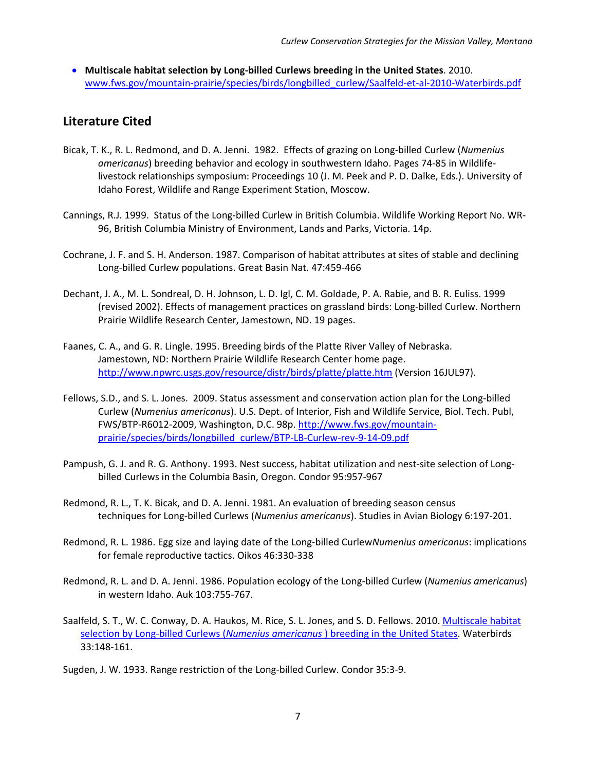- **Multiscale habitat selection by Long-billed Curlews breeding in the United States**. 2010. www.fws.gov/mountain-prairie/species/birds/longbilled_curlew/Saalfeld-et-al-2010-Waterbirds.pdf

## Literature Cited

Bicak, T. K., R. L. Redmond, and D. A. Jenni. 1982. Effects of grazing on Long-billed Curlew (*Numenius americanus*) breeding behavior and ecology in southwestern Idaho. Pages 74-85 in Wildlife-livestock relationships symposium: Proceedings 10 (J. M. Peek and P. D. Dalke, Eds.). University of Idaho Forest, Wildlife and Range Experiment Station, Moscow.

Cannings, R.J. 1999. Status of the Long-billed Curlew in British Columbia. Wildlife Working Report No. WR-96, British Columbia Ministry of Environment, Lands and Parks, Victoria. 14p.

Cochrane, J. F. and S. H. Anderson. 1987. Comparison of habitat attributes at sites of stable and declining Long-billed Curlew populations. Great Basin Nat. 47:459-466

Dechant, J. A., M. L. Sondreal, D. H. Johnson, L. D. Igl, C. M. Goldade, P. A. Rabie, and B. R. Euliss. 1999 (revised 2002). Effects of management practices on grassland birds: Long-billed Curlew. Northern Prairie Wildlife Research Center, Jamestown, ND. 19 pages.

Faanes, C. A., and G. R. Lingle. 1995. Breeding birds of the Platte River Valley of Nebraska. Jamestown, ND: Northern Prairie Wildlife Research Center home page. http://www.npwrc.usgs.gov/resource/distr/birds/platte/platte.htm (Version 16JUL97).

Fellows, S.D., and S. L. Jones. 2009. Status assessment and conservation action plan for the Long-billed Curlew (*Numenius americanus*). U.S. Dept. of Interior, Fish and Wildlife Service, Biol. Tech. Publ, FWS/BTP-R6012-2009, Washington, D.C. 98p. http://www.fws.gov/mountain-prairie/species/birds/longbilled_curlew/BTP-LB-Curlew-rev-9-14-09.pdf

Pampush, G. J. and R. G. Anthony. 1993. Nest success, habitat utilization and nest-site selection of Long-billed Curlews in the Columbia Basin, Oregon. Condor 95:957-967

Redmond, R. L., T. K. Bicak, and D. A. Jenni. 1981. An evaluation of breeding season census techniques for Long-billed Curlews (*Numenius americanus*). Studies in Avian Biology 6:197-201.

Redmond, R. L. 1986. Egg size and laying date of the Long-billed Curlew*Numenius americanus*: implications for female reproductive tactics. Oikos 46:330-338

Redmond, R. L. and D. A. Jenni. 1986. Population ecology of the Long-billed Curlew (*Numenius americanus*) in western Idaho. Auk 103:755-767.

Saalfeld, S. T., W. C. Conway, D. A. Haukos, M. Rice, S. L. Jones, and S. D. Fellows. 2010. Multiscale habitat selection by Long-billed Curlews (*Numenius americanus* ) breeding in the United States. Waterbirds 33:148-161.

Sugden, J. W. 1933. Range restriction of the Long-billed Curlew. Condor 35:3-9.